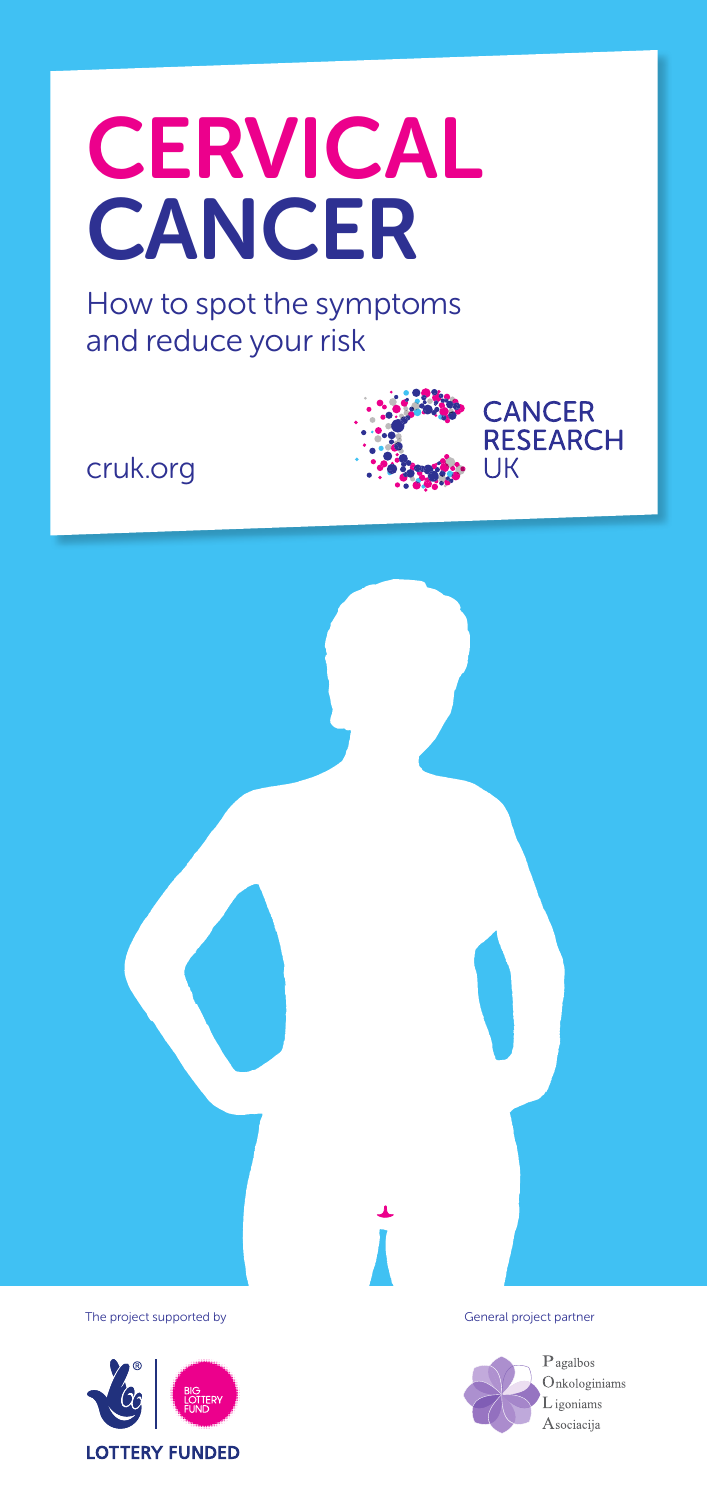# CERVICAL CANCER

How to spot the symptoms and reduce your risk

cruk.org

CANCER RESEARCH UK

The project supported by

BIG LOTTERY FUND

LOTTERY FUNDED

General project partner

Pagalbos Onkologiniams Ligoniams Asociacija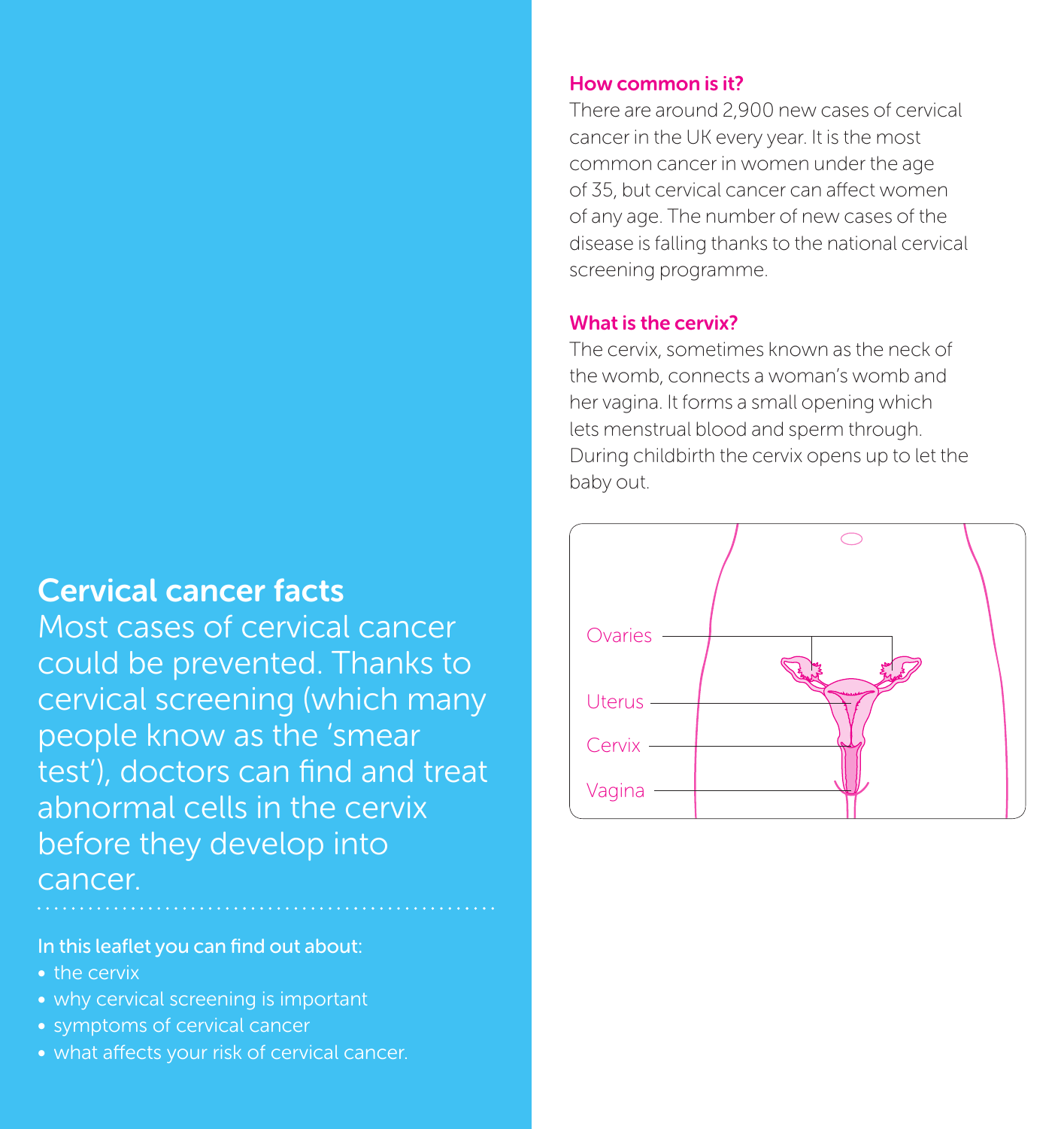## Cervical cancer facts

Most cases of cervical cancer could be prevented. Thanks to cervical screening (which many people know as the 'smear test'), doctors can find and treat abnormal cells in the cervix before they develop into cancer.

In this leaflet you can find out about:

- the cervix
- why cervical screening is important
- symptoms of cervical cancer
- what affects your risk of cervical cancer.

### How common is it?

There are around 2,900 new cases of cervical cancer in the UK every year. It is the most common cancer in women under the age of 35, but cervical cancer can affect women of any age. The number of new cases of the disease is falling thanks to the national cervical screening programme.

### What is the cervix?

The cervix, sometimes known as the neck of the womb, connects a woman's womb and her vagina. It forms a small opening which lets menstrual blood and sperm through. During childbirth the cervix opens up to let the baby out.

Ovaries

Uterus

Cervix

Vagina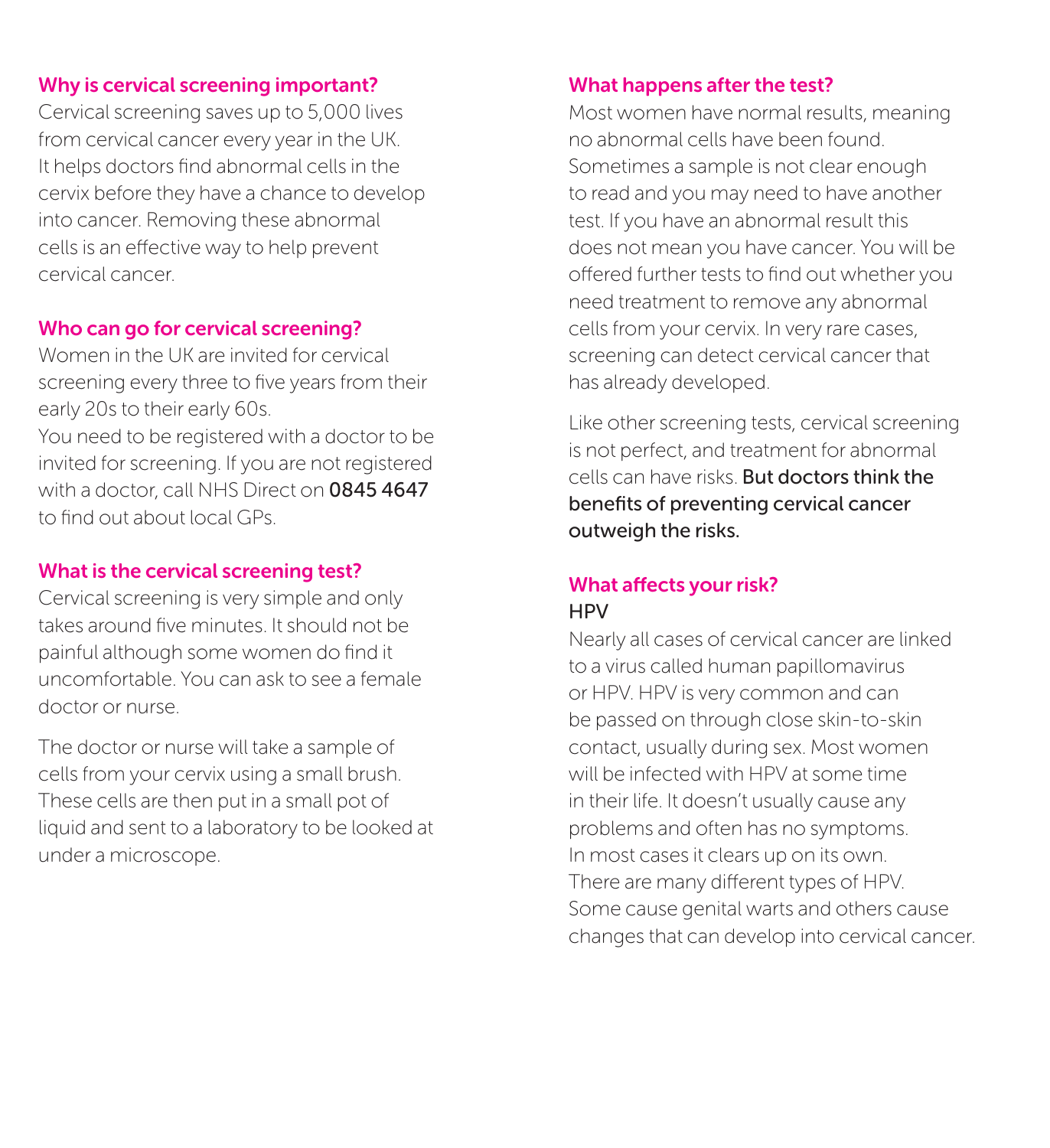## Why is cervical screening important?

Cervical screening saves up to 5,000 lives from cervical cancer every year in the UK. It helps doctors find abnormal cells in the cervix before they have a chance to develop into cancer. Removing these abnormal cells is an effective way to help prevent cervical cancer.

## Who can go for cervical screening?

Women in the UK are invited for cervical screening every three to five years from their early 20s to their early 60s.

You need to be registered with a doctor to be invited for screening. If you are not registered with a doctor, call NHS Direct on **0845 4647** to find out about local GPs.

## What is the cervical screening test?

Cervical screening is very simple and only takes around five minutes. It should not be painful although some women do find it uncomfortable. You can ask to see a female doctor or nurse.

The doctor or nurse will take a sample of cells from your cervix using a small brush. These cells are then put in a small pot of liquid and sent to a laboratory to be looked at under a microscope.

## What happens after the test?

Most women have normal results, meaning no abnormal cells have been found. Sometimes a sample is not clear enough to read and you may need to have another test. If you have an abnormal result this does not mean you have cancer. You will be offered further tests to find out whether you need treatment to remove any abnormal cells from your cervix. In very rare cases, screening can detect cervical cancer that has already developed.

Like other screening tests, cervical screening is not perfect, and treatment for abnormal cells can have risks. **But doctors think the benefits of preventing cervical cancer outweigh the risks.**

## What affects your risk?

### HPV

Nearly all cases of cervical cancer are linked to a virus called human papillomavirus or HPV. HPV is very common and can be passed on through close skin-to-skin contact, usually during sex. Most women will be infected with HPV at some time in their life. It doesn't usually cause any problems and often has no symptoms. In most cases it clears up on its own. There are many different types of HPV. Some cause genital warts and others cause changes that can develop into cervical cancer.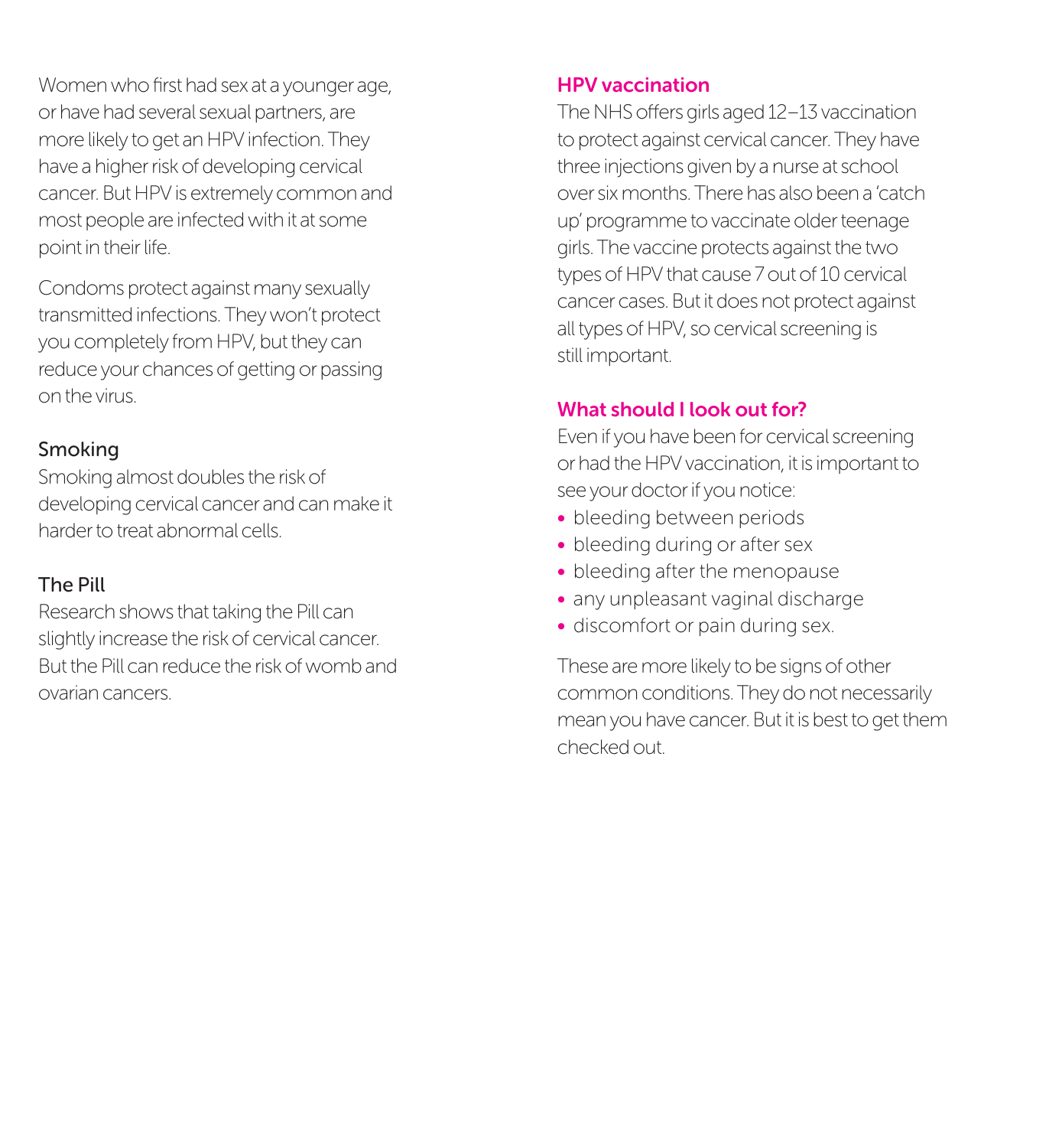Women who first had sex at a younger age, or have had several sexual partners, are more likely to get an HPV infection. They have a higher risk of developing cervical cancer. But HPV is extremely common and most people are infected with it at some point in their life.

Condoms protect against many sexually transmitted infections. They won't protect you completely from HPV, but they can reduce your chances of getting or passing on the virus.

### Smoking

Smoking almost doubles the risk of developing cervical cancer and can make it harder to treat abnormal cells.

### The Pill

Research shows that taking the Pill can slightly increase the risk of cervical cancer. But the Pill can reduce the risk of womb and ovarian cancers.

## HPV vaccination

The NHS offers girls aged 12–13 vaccination to protect against cervical cancer. They have three injections given by a nurse at school over six months. There has also been a 'catch up' programme to vaccinate older teenage girls. The vaccine protects against the two types of HPV that cause 7 out of 10 cervical cancer cases. But it does not protect against all types of HPV, so cervical screening is still important.

## What should I look out for?

Even if you have been for cervical screening or had the HPV vaccination, it is important to see your doctor if you notice:

- bleeding between periods
- bleeding during or after sex
- bleeding after the menopause
- any unpleasant vaginal discharge
- discomfort or pain during sex.

These are more likely to be signs of other common conditions. They do not necessarily mean you have cancer. But it is best to get them checked out.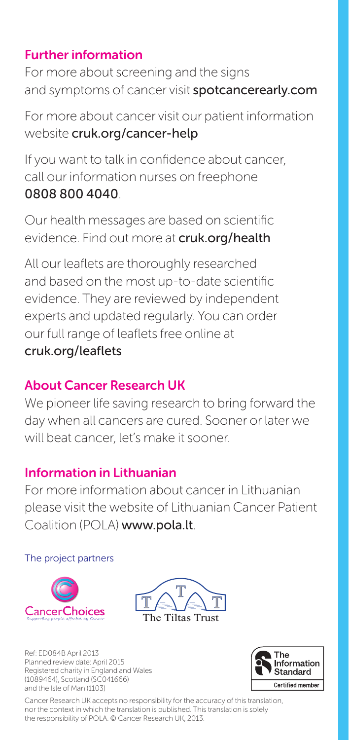## Further information

For more about screening and the signs and symptoms of cancer visit **spotcancerearly.com**

For more about cancer visit our patient information website **cruk.org/cancer-help**

If you want to talk in confidence about cancer, call our information nurses on freephone **0808 800 4040**.

Our health messages are based on scientific evidence. Find out more at **cruk.org/health**

All our leaflets are thoroughly researched and based on the most up-to-date scientific evidence. They are reviewed by independent experts and updated regularly. You can order our full range of leaflets free online at **cruk.org/leaflets**

## About Cancer Research UK

We pioneer life saving research to bring forward the day when all cancers are cured. Sooner or later we will beat cancer, let's make it sooner.

## Information in Lithuanian

For more information about cancer in Lithuanian please visit the website of Lithuanian Cancer Patient Coalition (POLA) **www.pola.lt**.

The project partners

CancerChoices
Supporting people affected by Cancer

The Tiltas Trust

Ref: ED084B April 2013
Planned review date: April 2015
Registered charity in England and Wales (1089464), Scotland (SC041666) and the Isle of Man (1103)

The Information Standard
Certified member

Cancer Research UK accepts no responsibility for the accuracy of this translation, nor the context in which the translation is published. This translation is solely the responsibility of POLA. © Cancer Research UK, 2013.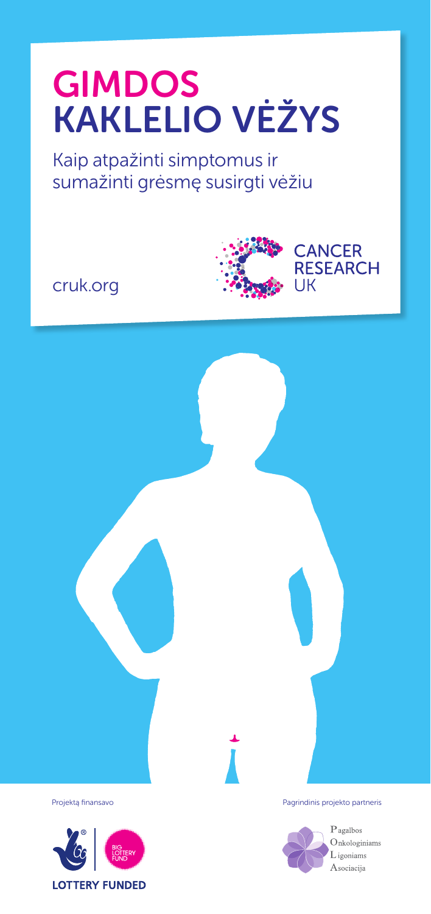# GIMDOS KAKLELIO VĖŽYS

Kaip atpažinti simptomus ir sumažinti grėsmę susirgti vėžiu

cruk.org

CANCER RESEARCH UK

Projektą finansavo

BIG LOTTERY FUND

LOTTERY FUNDED

Pagrindinis projekto partneris

Pagalbos Onkologiniams Ligoniams Asociacija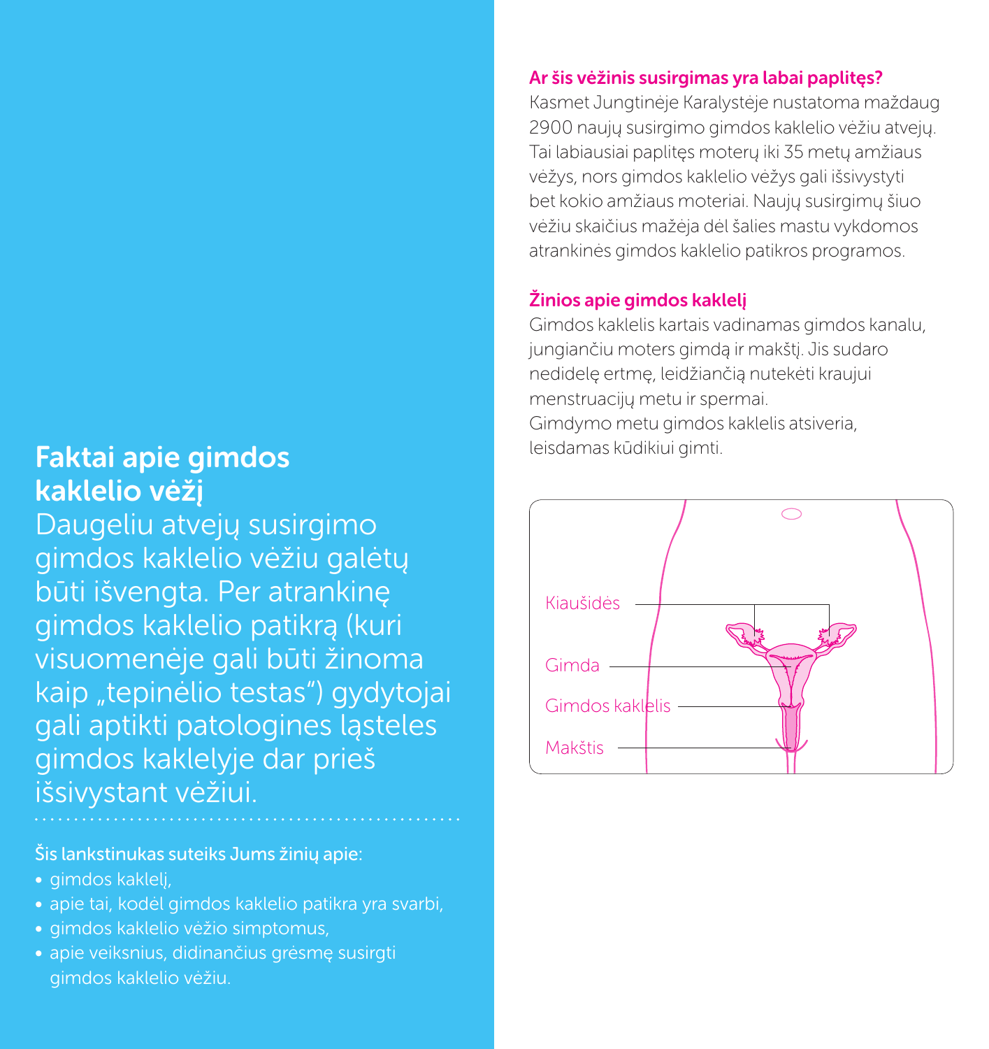## Faktai apie gimdos kaklelio vėžį

Daugeliu atvejų susirgimo gimdos kaklelio vėžiu galėtų būti išvengta. Per atrankinę gimdos kaklelio patikrą (kuri visuomenėje gali būti žinoma kaip „tepinėlio testas") gydytojai gali aptikti patologines ląsteles gimdos kaklelyje dar prieš išsivystant vėžiui.

Šis lankstinukas suteiks Jums žinių apie:

- gimdos kaklelį,
- apie tai, kodėl gimdos kaklelio patikra yra svarbi,
- gimdos kaklelio vėžio simptomus,
- apie veiksnius, didinančius grėsmę susirgti gimdos kaklelio vėžiu.

### Ar šis vėžinis susirgimas yra labai paplitęs?

Kasmet Jungtinėje Karalystėje nustatoma maždaug 2900 naujų susirgimo gimdos kaklelio vėžiu atvejų. Tai labiausiai paplitęs moterų iki 35 metų amžiaus vėžys, nors gimdos kaklelio vėžys gali išsivystyti bet kokio amžiaus moteriai. Naujų susirgimų šiuo vėžiu skaičius mažėja dėl šalies mastu vykdomos atrankinės gimdos kaklelio patikros programos.

### Žinios apie gimdos kaklelį

Gimdos kaklelis kartais vadinamas gimdos kanalu, jungiančiu moters gimdą ir makštį. Jis sudaro nedidelę ertmę, leidžiančią nutekėti kraujui menstruacijų metu ir spermai.
Gimdymo metu gimdos kaklelis atsiveria, leisdamas kūdikiui gimti.

Kiaušidės

Gimda

Gimdos kaklelis

Makštis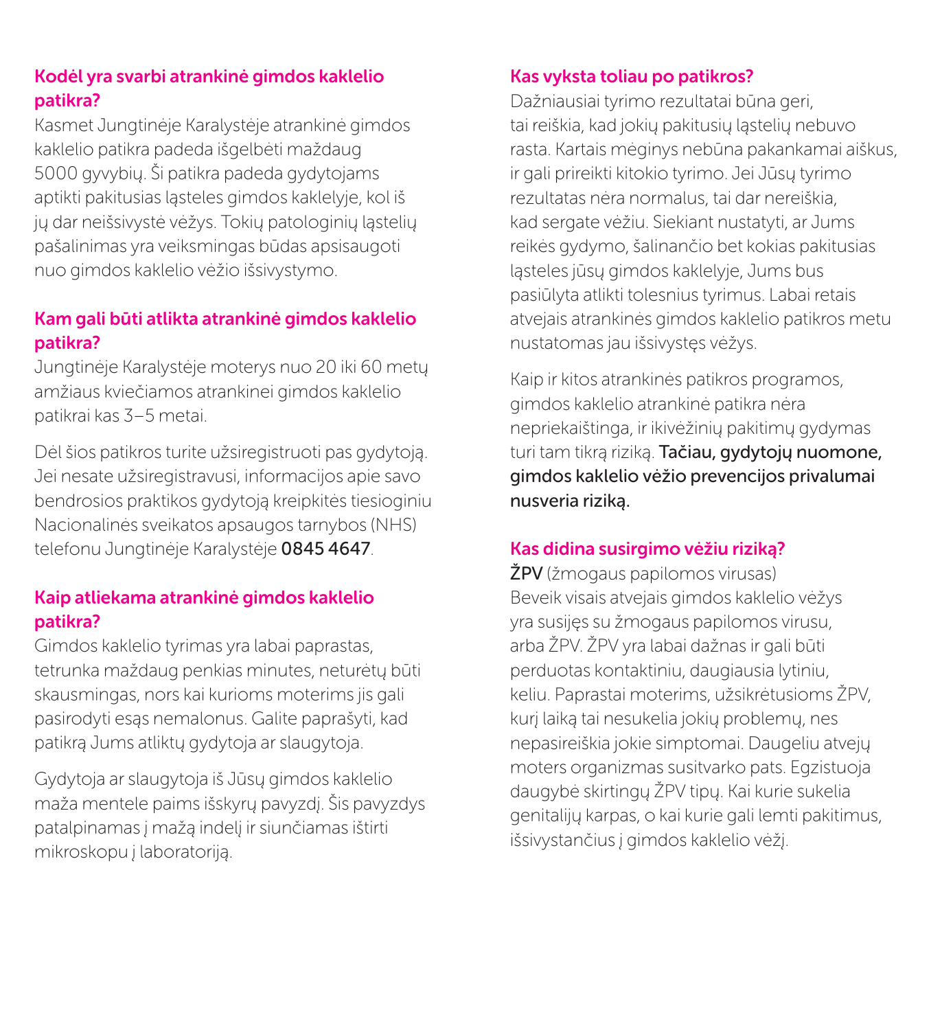## Kodėl yra svarbi atrankinė gimdos kaklelio patikra?

Kasmet Jungtinėje Karalystėje atrankinė gimdos kaklelio patikra padeda išgelbėti maždaug 5000 gyvybių. Ši patikra padeda gydytojams aptikti pakitusias ląsteles gimdos kaklelyje, kol iš jų dar neišsivystė vėžys. Tokių patologinių ląstelių pašalinimas yra veiksmingas būdas apsisaugoti nuo gimdos kaklelio vėžio išsivystymo.

## Kam gali būti atlikta atrankinė gimdos kaklelio patikra?

Jungtinėje Karalystėje moterys nuo 20 iki 60 metų amžiaus kviečiamos atrankinei gimdos kaklelio patikrai kas 3–5 metai.

Dėl šios patikros turite užsiregistruoti pas gydytoją. Jei nesate užsiregistravusi, informacijos apie savo bendrosios praktikos gydytoją kreipkitės tiesioginiu Nacionalinės sveikatos apsaugos tarnybos (NHS) telefonu Jungtinėje Karalystėje **0845 4647**.

## Kaip atliekama atrankinė gimdos kaklelio patikra?

Gimdos kaklelio tyrimas yra labai paprastas, tetrunka maždaug penkias minutes, neturėtų būti skausmingas, nors kai kurioms moterims jis gali pasirodyti esąs nemalonus. Galite paprašyti, kad patikrą Jums atliktų gydytoja ar slaugytoja.

Gydytoja ar slaugytoja iš Jūsų gimdos kaklelio maža mentele paims išskyrų pavyzdį. Šis pavyzdys patalpinamas į mažą indelį ir siunčiamas ištirti mikroskopu į laboratoriją.

## Kas vyksta toliau po patikros?

Dažniausiai tyrimo rezultatai būna geri, tai reiškia, kad jokių pakitusių ląstelių nebuvo rasta. Kartais mėginys nebūna pakankamai aiškus, ir gali prireikti kitokio tyrimo. Jei Jūsų tyrimo rezultatas nėra normalus, tai dar nereiškia, kad sergate vėžiu. Siekiant nustatyti, ar Jums reikės gydymo, šalinančio bet kokias pakitusias ląsteles jūsų gimdos kaklelyje, Jums bus pasiūlyta atlikti tolesnius tyrimus. Labai retais atvejais atrankinės gimdos kaklelio patikros metu nustatomas jau išsivystęs vėžys.

Kaip ir kitos atrankinės patikros programos, gimdos kaklelio atrankinė patikra nėra nepriekaištinga, ir ikivėžinių pakitimų gydymas turi tam tikrą riziką. **Tačiau, gydytojų nuomone, gimdos kaklelio vėžio prevencijos privalumai nusveria riziką.**

## Kas didina susirgimo vėžiu riziką?

**ŽPV** (žmogaus papilomos virusas)

Beveik visais atvejais gimdos kaklelio vėžys yra susijęs su žmogaus papilomos virusu, arba ŽPV. ŽPV yra labai dažnas ir gali būti perduotas kontaktiniu, daugiausia lytiniu, keliu. Paprastai moterims, užsikrėtusioms ŽPV, kurį laiką tai nesukelia jokių problemų, nes nepasireiškia jokie simptomai. Daugeliu atvejų moters organizmas susitvarko pats. Egzistuoja daugybė skirtingų ŽPV tipų. Kai kurie sukelia genitalijų karpas, o kai kurie gali lemti pakitimus, išsivystančius į gimdos kaklelio vėžį.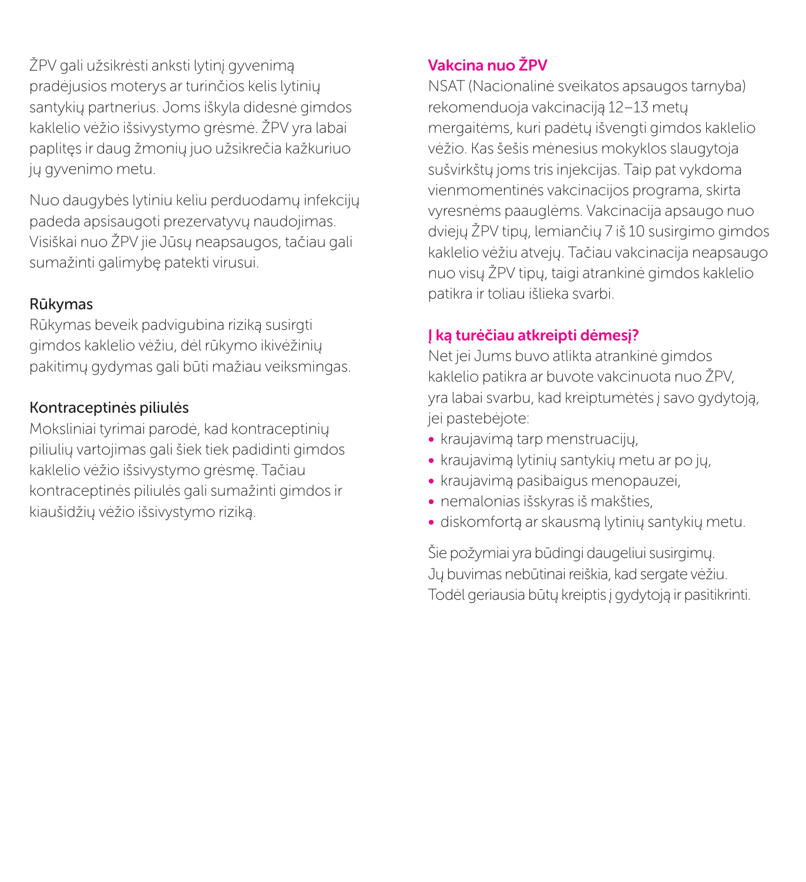ŽPV gali užsikrėsti anksti lytinį gyvenimą pradėjusios moterys ar turinčios kelis lytinių santykių partnerius. Joms iškyla didesnė gimdos kaklelio vėžio išsivystymo grėsmė. ŽPV yra labai paplitęs ir daug žmonių juo užsikrečia kažkuriuo jų gyvenimo metu.

Nuo daugybės lytiniu keliu perduodamų infekcijų padeda apsisaugoti prezervatyvų naudojimas. Visiškai nuo ŽPV jie Jūsų neapsaugos, tačiau gali sumažinti galimybę patekti virusui.

### Rūkymas

Rūkymas beveik padvigubina riziką susirgti gimdos kaklelio vėžiu, dėl rūkymo ikivėžinių pakitimų gydymas gali būti mažiau veiksmingas.

### Kontraceptinės piliulės

Moksliniai tyrimai parodė, kad kontraceptinių piliulių vartojimas gali šiek tiek padidinti gimdos kaklelio vėžio išsivystymo grėsmę. Tačiau kontraceptinės piliulės gali sumažinti gimdos ir kiaušidžių vėžio išsivystymo riziką.

## Vakcina nuo ŽPV

NSAT (Nacionalinė sveikatos apsaugos tarnyba) rekomenduoja vakcinaciją 12–13 metų mergaitėms, kuri padėtų išvengti gimdos kaklelio vėžio. Kas šešis mėnesius mokyklos slaugytoja sušvirkštų joms tris injekcijas. Taip pat vykdoma vienmomentinės vakcinacijos programa, skirta vyresnėms paauglėms. Vakcinacija apsaugo nuo dviejų ŽPV tipų, lemiančių 7 iš 10 susirgimo gimdos kaklelio vėžiu atvejų. Tačiau vakcinacija neapsaugo nuo visų ŽPV tipų, taigi atrankinė gimdos kaklelio patikra ir toliau išlieka svarbi.

## Į ką turėčiau atkreipti dėmesį?

Net jei Jums buvo atlikta atrankinė gimdos kaklelio patikra ar buvote vakcinuota nuo ŽPV, yra labai svarbu, kad kreiptumėtės į savo gydytoją, jei pastebėjote:

- kraujavimą tarp menstruacijų,
- kraujavimą lytinių santykių metu ar po jų,
- kraujavimą pasibaigus menopauzei,
- nemalonias išskyras iš makšties,
- diskomfortą ar skausmą lytinių santykių metu.

Šie požymiai yra būdingi daugeliui susirgimų. Jų buvimas nebūtinai reiškia, kad sergate vėžiu. Todėl geriausia būtų kreiptis į gydytoją ir pasitikrinti.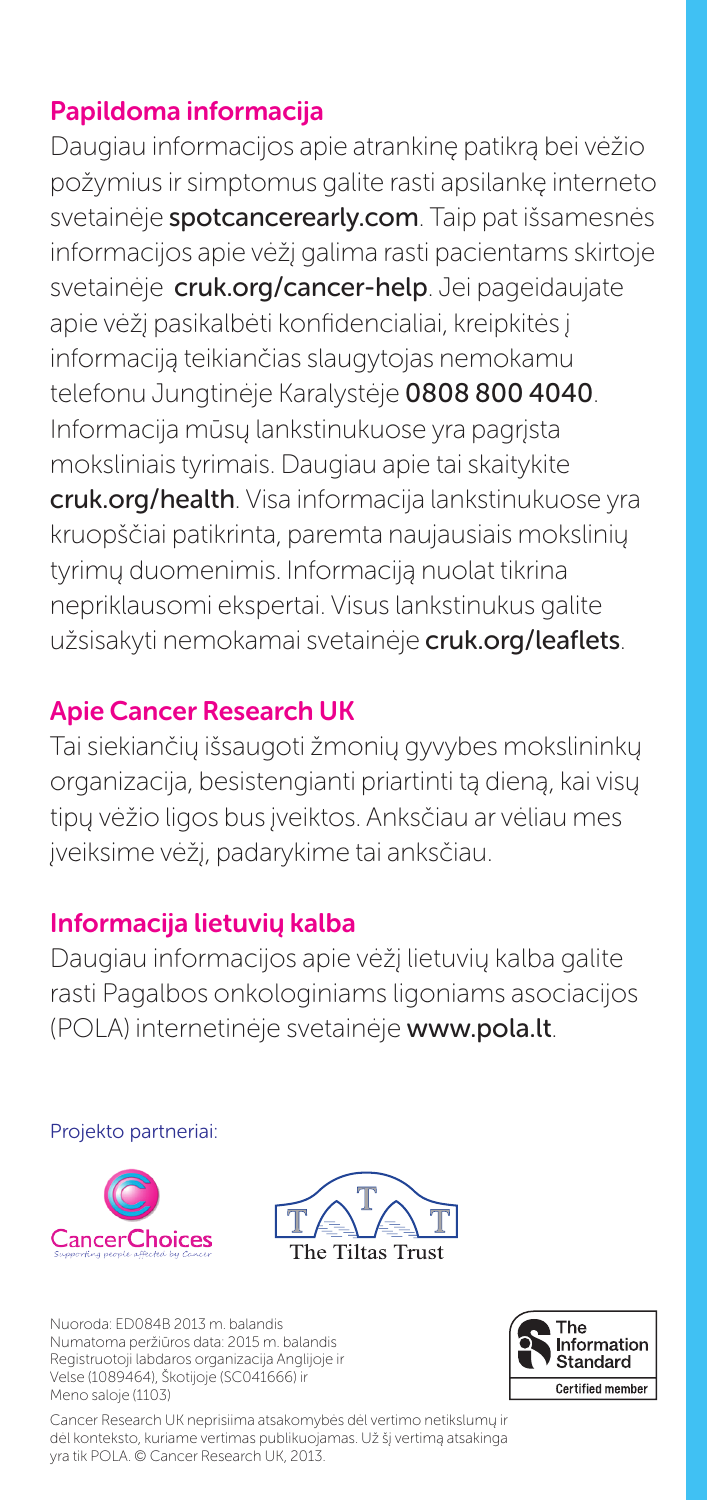## Papildoma informacija

Daugiau informacijos apie atrankinę patikrą bei vėžio požymius ir simptomus galite rasti apsilankę interneto svetainėje **spotcancerearly.com**. Taip pat išsamesnės informacijos apie vėžį galima rasti pacientams skirtoje svetainėje **cruk.org/cancer-help**. Jei pageidaujate apie vėžį pasikalbėti konfidencialiai, kreipkitės į informaciją teikiančias slaugytojas nemokamu telefonu Jungtinėje Karalystėje **0808 800 4040**. Informacija mūsų lankstinukuose yra pagrįsta moksliniais tyrimais. Daugiau apie tai skaitykite **cruk.org/health**. Visa informacija lankstinukuose yra kruopščiai patikrinta, paremta naujausiais mokslinių tyrimų duomenimis. Informaciją nuolat tikrina nepriklausomi ekspertai. Visus lankstinukus galite užsisakyti nemokamai svetainėje **cruk.org/leaflets**.

## Apie Cancer Research UK

Tai siekiančių išsaugoti žmonių gyvybes mokslininkų organizacija, besistengianti priartinti tą dieną, kai visų tipų vėžio ligos bus įveiktos. Anksčiau ar vėliau mes įveiksime vėžį, padarykime tai anksčiau.

## Informacija lietuvių kalba

Daugiau informacijos apie vėžį lietuvių kalba galite rasti Pagalbos onkologiniams ligoniams asociacijos (POLA) internetinėje svetainėje **www.pola.lt**.

Projekto partneriai:

CancerChoices
Supporting people affected by Cancer

The Tiltas Trust

Nuoroda: ED084B 2013 m. balandis
Numatoma peržiūros data: 2015 m. balandis
Registruotoji labdaros organizacija Anglijoje ir Velse (1089464), Škotijoje (SC041666) ir Meno saloje (1103)

The Information Standard
Certified member

Cancer Research UK neprisiima atsakomybės dėl vertimo netikslumų ir dėl konteksto, kuriame vertimas publikuojamas. Už šį vertimą atsakinga yra tik POLA. © Cancer Research UK, 2013.